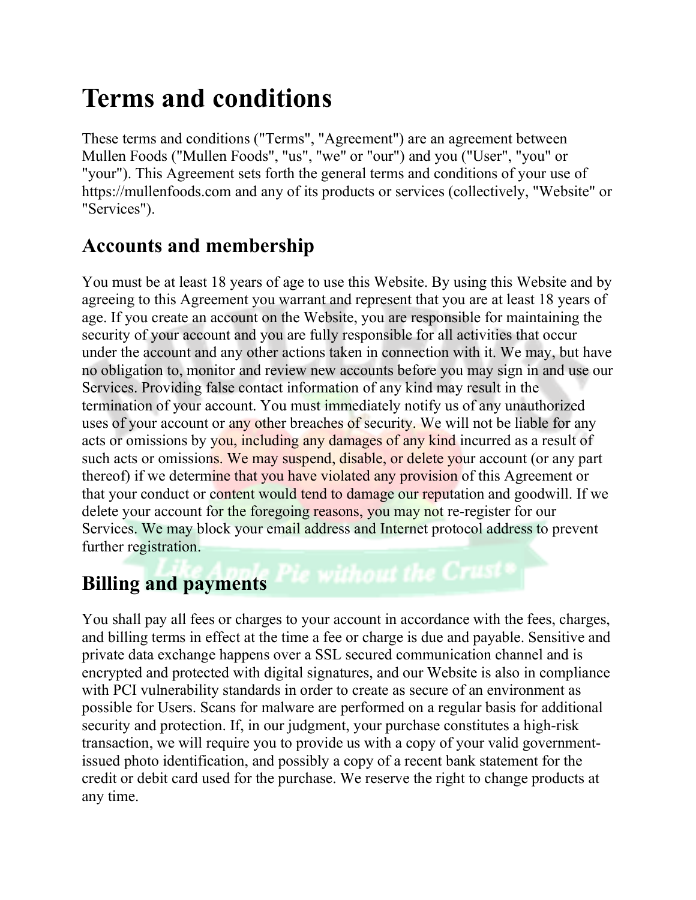# Terms and conditions

These terms and conditions ("Terms", "Agreement") are an agreement between Mullen Foods ("Mullen Foods", "us", "we" or "our") and you ("User", "you" or "your"). This Agreement sets forth the general terms and conditions of your use of https://mullenfoods.com and any of its products or services (collectively, "Website" or "Services").

## Accounts and membership

You must be at least 18 years of age to use this Website. By using this Website and by agreeing to this Agreement you warrant and represent that you are at least 18 years of age. If you create an account on the Website, you are responsible for maintaining the security of your account and you are fully responsible for all activities that occur under the account and any other actions taken in connection with it. We may, but have no obligation to, monitor and review new accounts before you may sign in and use our Services. Providing false contact information of any kind may result in the termination of your account. You must immediately notify us of any unauthorized uses of your account or any other breaches of security. We will not be liable for any acts or omissions by you, including any damages of any kind incurred as a result of such acts or omissions. We may suspend, disable, or delete your account (or any part thereof) if we determine that you have violated any provision of this Agreement or that your conduct or content would tend to damage our reputation and goodwill. If we delete your account for the foregoing reasons, you may not re-register for our Services. We may block your email address and Internet protocol address to prevent further registration.

## Billing and payments

You shall pay all fees or charges to your account in accordance with the fees, charges, and billing terms in effect at the time a fee or charge is due and payable. Sensitive and private data exchange happens over a SSL secured communication channel and is encrypted and protected with digital signatures, and our Website is also in compliance with PCI vulnerability standards in order to create as secure of an environment as possible for Users. Scans for malware are performed on a regular basis for additional security and protection. If, in our judgment, your purchase constitutes a high-risk transaction, we will require you to provide us with a copy of your valid government-issued photo identification, and possibly a copy of a recent bank statement for the credit or debit card used for the purchase. We reserve the right to change products at any time.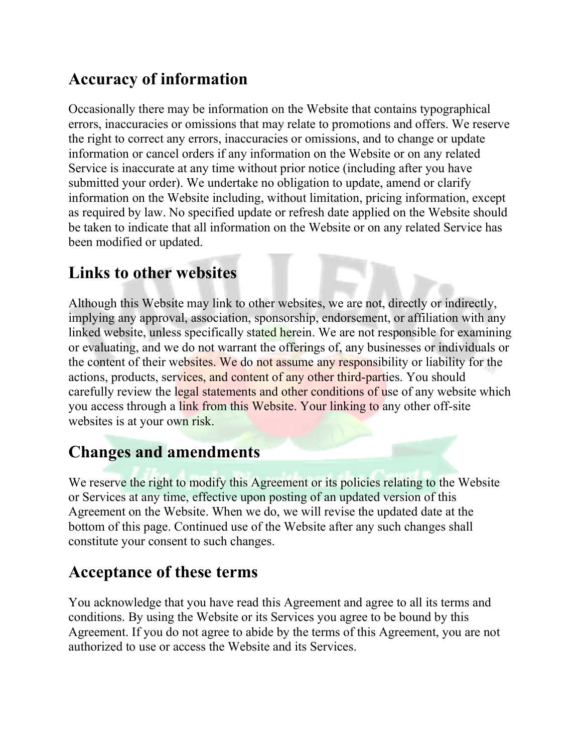## Accuracy of information

Occasionally there may be information on the Website that contains typographical errors, inaccuracies or omissions that may relate to promotions and offers. We reserve the right to correct any errors, inaccuracies or omissions, and to change or update information or cancel orders if any information on the Website or on any related Service is inaccurate at any time without prior notice (including after you have submitted your order). We undertake no obligation to update, amend or clarify information on the Website including, without limitation, pricing information, except as required by law. No specified update or refresh date applied on the Website should be taken to indicate that all information on the Website or on any related Service has been modified or updated.

## Links to other websites

Although this Website may link to other websites, we are not, directly or indirectly, implying any approval, association, sponsorship, endorsement, or affiliation with any linked website, unless specifically stated herein. We are not responsible for examining or evaluating, and we do not warrant the offerings of, any businesses or individuals or the content of their websites. We do not assume any responsibility or liability for the actions, products, services, and content of any other third-parties. You should carefully review the legal statements and other conditions of use of any website which you access through a link from this Website. Your linking to any other off-site websites is at your own risk.

## Changes and amendments

We reserve the right to modify this Agreement or its policies relating to the Website or Services at any time, effective upon posting of an updated version of this Agreement on the Website. When we do, we will revise the updated date at the bottom of this page. Continued use of the Website after any such changes shall constitute your consent to such changes.

## Acceptance of these terms

You acknowledge that you have read this Agreement and agree to all its terms and conditions. By using the Website or its Services you agree to be bound by this Agreement. If you do not agree to abide by the terms of this Agreement, you are not authorized to use or access the Website and its Services.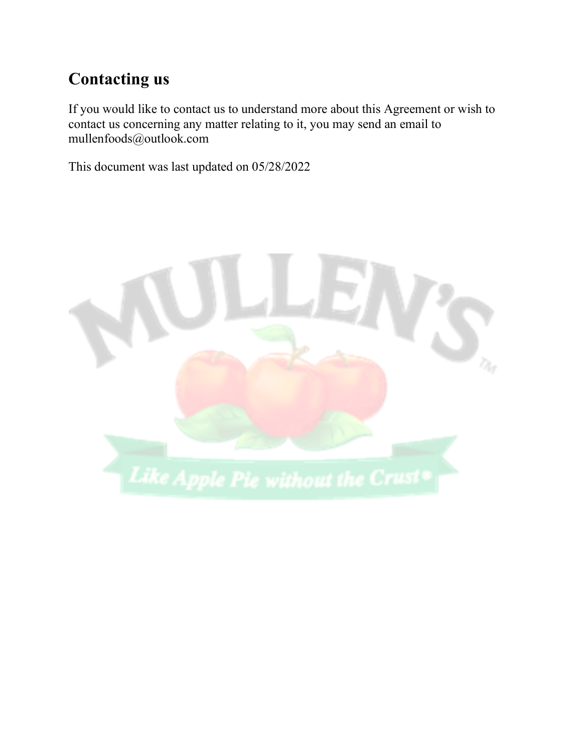## Contacting us

If you would like to contact us to understand more about this Agreement or wish to contact us concerning any matter relating to it, you may send an email to mullenfoods@outlook.com

This document was last updated on 05/28/2022